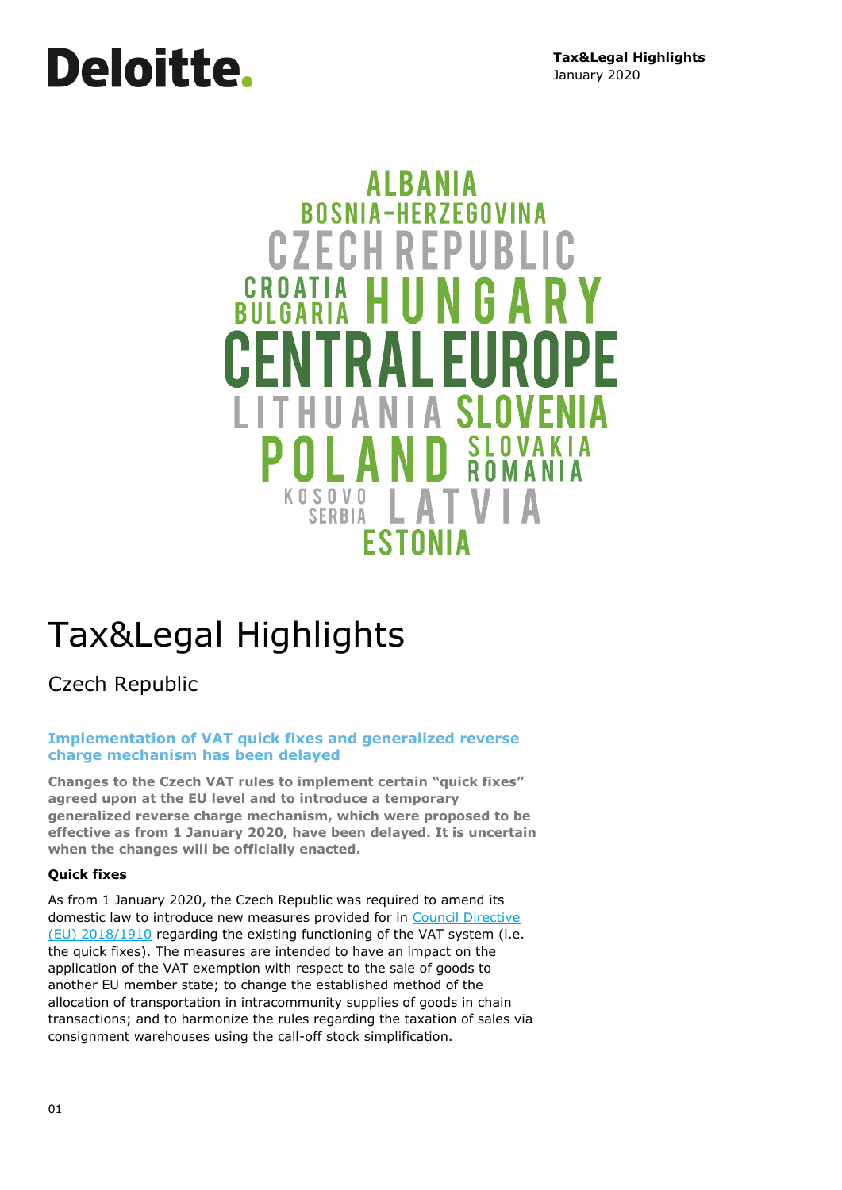**Tax&Legal Highlights**
January 2020

ALBANIA
BOSNIA-HERZEGOVINA
CZECH REPUBLIC
CROATIA
BULGARIA
HUNGARY
CENTRAL EUROPE
LITHUANIA SLOVENIA
POLAND SLOVAKIA
ROMANIA
KOSOVO
SERBIA
LATVIA
ESTONIA

# Tax&Legal Highlights

## Czech Republic

### Implementation of VAT quick fixes and generalized reverse charge mechanism has been delayed

**Changes to the Czech VAT rules to implement certain "quick fixes" agreed upon at the EU level and to introduce a temporary generalized reverse charge mechanism, which were proposed to be effective as from 1 January 2020, have been delayed. It is uncertain when the changes will be officially enacted.**

**Quick fixes**

As from 1 January 2020, the Czech Republic was required to amend its domestic law to introduce new measures provided for in Council Directive (EU) 2018/1910 regarding the existing functioning of the VAT system (i.e. the quick fixes). The measures are intended to have an impact on the application of the VAT exemption with respect to the sale of goods to another EU member state; to change the established method of the allocation of transportation in intracommunity supplies of goods in chain transactions; and to harmonize the rules regarding the taxation of sales via consignment warehouses using the call-off stock simplification.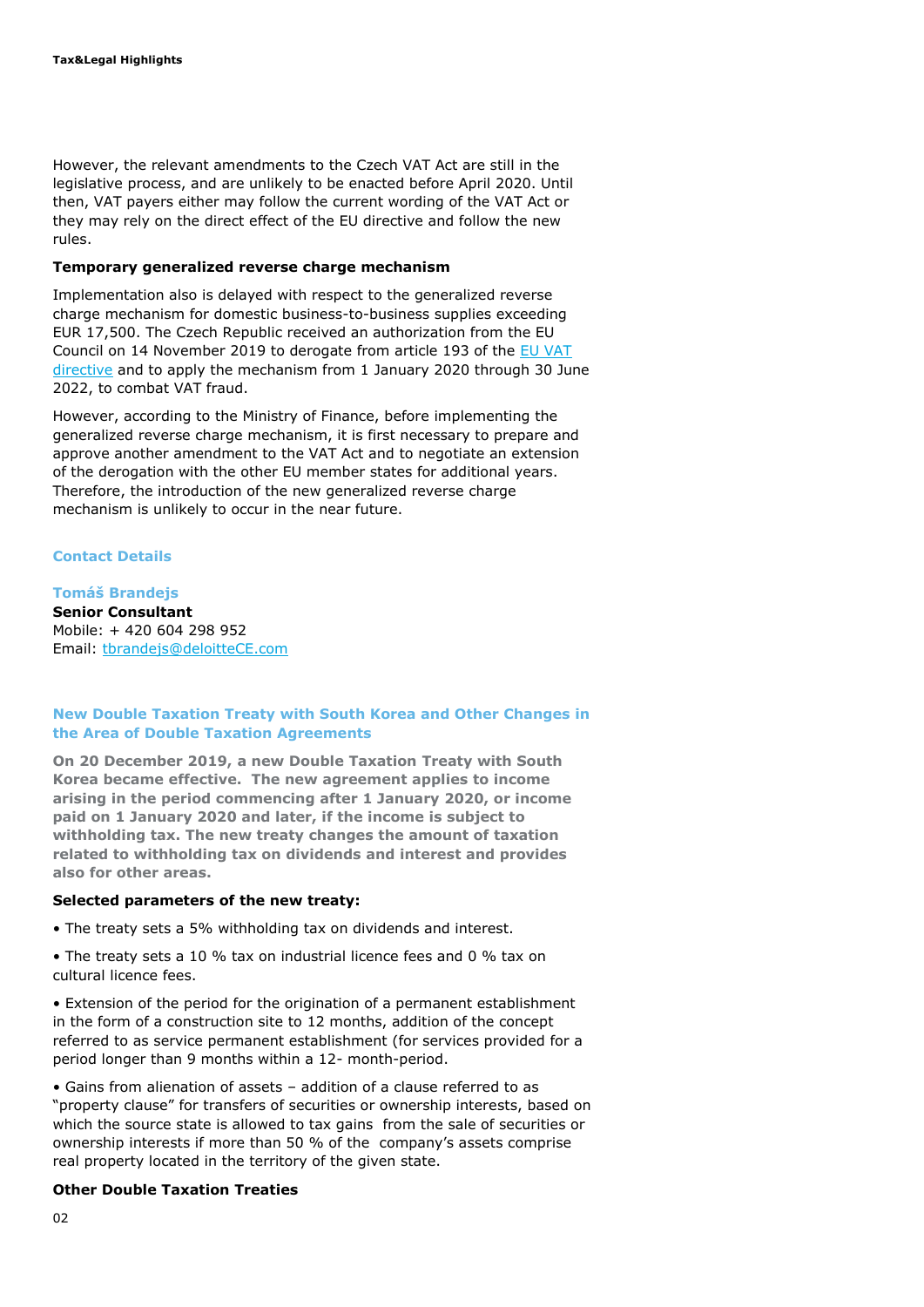However, the relevant amendments to the Czech VAT Act are still in the legislative process, and are unlikely to be enacted before April 2020. Until then, VAT payers either may follow the current wording of the VAT Act or they may rely on the direct effect of the EU directive and follow the new rules.

**Temporary generalized reverse charge mechanism**

Implementation also is delayed with respect to the generalized reverse charge mechanism for domestic business-to-business supplies exceeding EUR 17,500. The Czech Republic received an authorization from the EU Council on 14 November 2019 to derogate from article 193 of the [EU VAT directive] and to apply the mechanism from 1 January 2020 through 30 June 2022, to combat VAT fraud.

However, according to the Ministry of Finance, before implementing the generalized reverse charge mechanism, it is first necessary to prepare and approve another amendment to the VAT Act and to negotiate an extension of the derogation with the other EU member states for additional years. Therefore, the introduction of the new generalized reverse charge mechanism is unlikely to occur in the near future.

## Contact Details

**Tomáš Brandejs**
**Senior Consultant**
Mobile: + 420 604 298 952
Email: tbrandejs@deloitteCE.com

## New Double Taxation Treaty with South Korea and Other Changes in the Area of Double Taxation Agreements

**On 20 December 2019, a new Double Taxation Treaty with South Korea became effective. The new agreement applies to income arising in the period commencing after 1 January 2020, or income paid on 1 January 2020 and later, if the income is subject to withholding tax. The new treaty changes the amount of taxation related to withholding tax on dividends and interest and provides also for other areas.**

**Selected parameters of the new treaty:**

- The treaty sets a 5% withholding tax on dividends and interest.
- The treaty sets a 10 % tax on industrial licence fees and 0 % tax on cultural licence fees.
- Extension of the period for the origination of a permanent establishment in the form of a construction site to 12 months, addition of the concept referred to as service permanent establishment (for services provided for a period longer than 9 months within a 12- month-period.
- Gains from alienation of assets – addition of a clause referred to as "property clause" for transfers of securities or ownership interests, based on which the source state is allowed to tax gains from the sale of securities or ownership interests if more than 50 % of the company's assets comprise real property located in the territory of the given state.

**Other Double Taxation Treaties**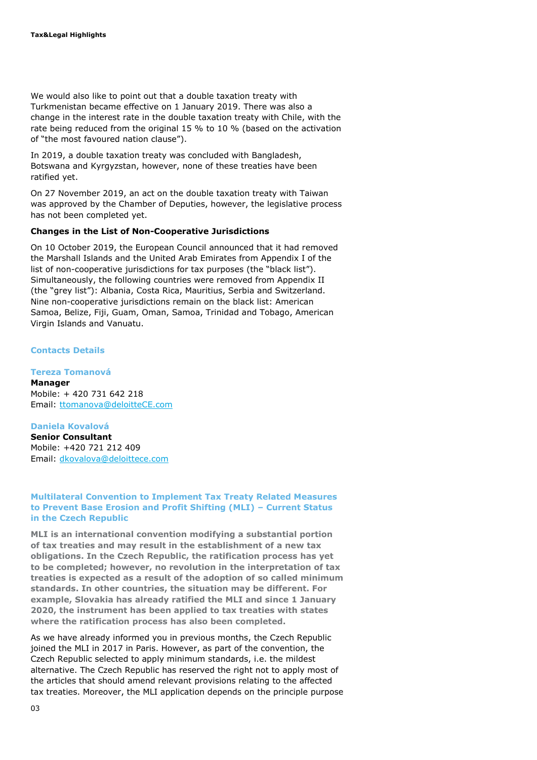We would also like to point out that a double taxation treaty with Turkmenistan became effective on 1 January 2019. There was also a change in the interest rate in the double taxation treaty with Chile, with the rate being reduced from the original 15 % to 10 % (based on the activation of "the most favoured nation clause").

In 2019, a double taxation treaty was concluded with Bangladesh, Botswana and Kyrgyzstan, however, none of these treaties have been ratified yet.

On 27 November 2019, an act on the double taxation treaty with Taiwan was approved by the Chamber of Deputies, however, the legislative process has not been completed yet.

**Changes in the List of Non-Cooperative Jurisdictions**

On 10 October 2019, the European Council announced that it had removed the Marshall Islands and the United Arab Emirates from Appendix I of the list of non-cooperative jurisdictions for tax purposes (the "black list"). Simultaneously, the following countries were removed from Appendix II (the "grey list"): Albania, Costa Rica, Mauritius, Serbia and Switzerland. Nine non-cooperative jurisdictions remain on the black list: American Samoa, Belize, Fiji, Guam, Oman, Samoa, Trinidad and Tobago, American Virgin Islands and Vanuatu.

### Contacts Details

**Tereza Tomanová**
**Manager**
Mobile: + 420 731 642 218
Email: ttomanova@deloitteCE.com

**Daniela Kovalová**
**Senior Consultant**
Mobile: +420 721 212 409
Email: dkovalova@deloittece.com

## Multilateral Convention to Implement Tax Treaty Related Measures to Prevent Base Erosion and Profit Shifting (MLI) – Current Status in the Czech Republic

**MLI is an international convention modifying a substantial portion of tax treaties and may result in the establishment of a new tax obligations. In the Czech Republic, the ratification process has yet to be completed; however, no revolution in the interpretation of tax treaties is expected as a result of the adoption of so called minimum standards. In other countries, the situation may be different. For example, Slovakia has already ratified the MLI and since 1 January 2020, the instrument has been applied to tax treaties with states where the ratification process has also been completed.**

As we have already informed you in previous months, the Czech Republic joined the MLI in 2017 in Paris. However, as part of the convention, the Czech Republic selected to apply minimum standards, i.e. the mildest alternative. The Czech Republic has reserved the right not to apply most of the articles that should amend relevant provisions relating to the affected tax treaties. Moreover, the MLI application depends on the principle purpose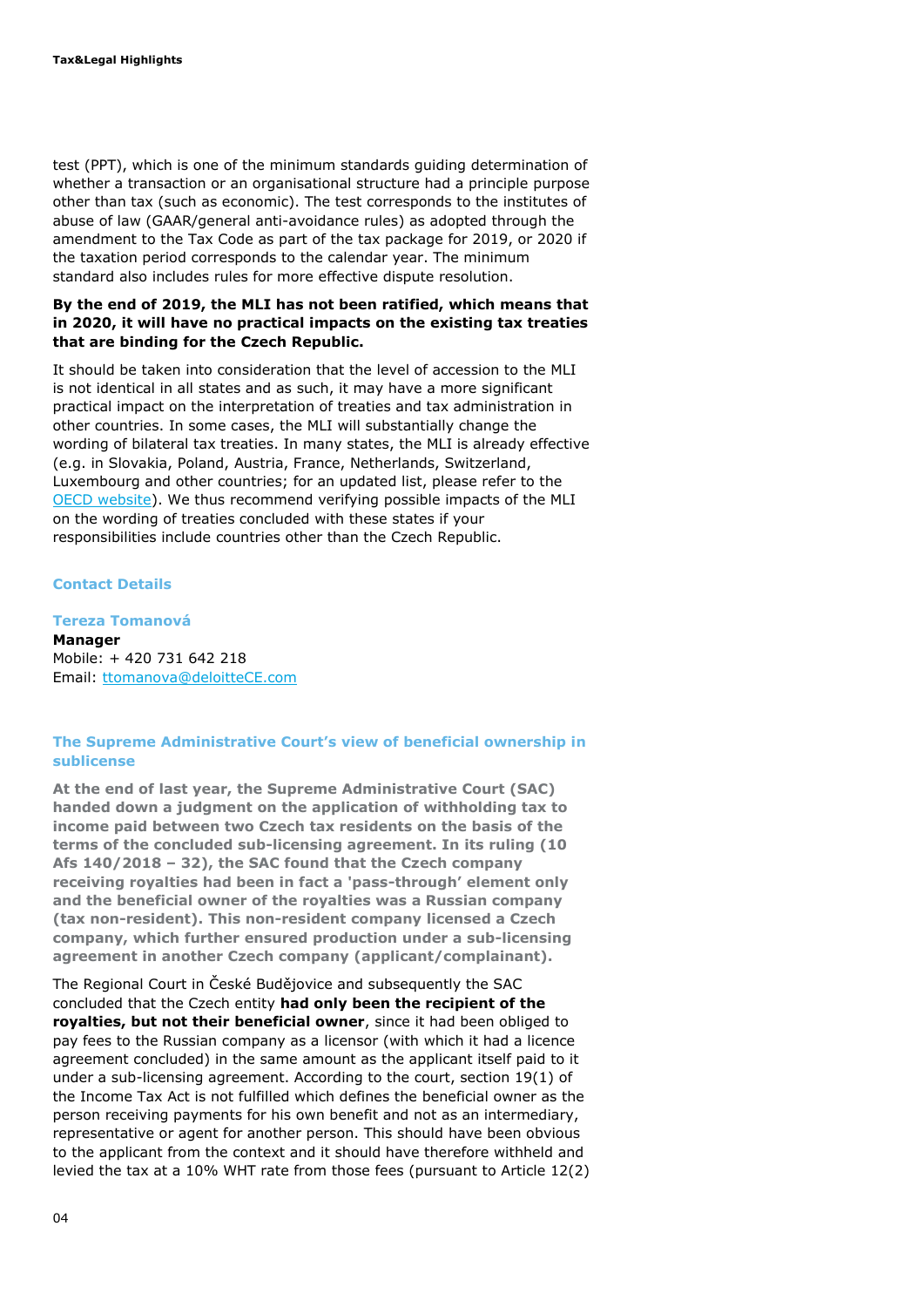test (PPT), which is one of the minimum standards guiding determination of whether a transaction or an organisational structure had a principle purpose other than tax (such as economic). The test corresponds to the institutes of abuse of law (GAAR/general anti-avoidance rules) as adopted through the amendment to the Tax Code as part of the tax package for 2019, or 2020 if the taxation period corresponds to the calendar year. The minimum standard also includes rules for more effective dispute resolution.

**By the end of 2019, the MLI has not been ratified, which means that in 2020, it will have no practical impacts on the existing tax treaties that are binding for the Czech Republic.**

It should be taken into consideration that the level of accession to the MLI is not identical in all states and as such, it may have a more significant practical impact on the interpretation of treaties and tax administration in other countries. In some cases, the MLI will substantially change the wording of bilateral tax treaties. In many states, the MLI is already effective (e.g. in Slovakia, Poland, Austria, France, Netherlands, Switzerland, Luxembourg and other countries; for an updated list, please refer to the OECD website). We thus recommend verifying possible impacts of the MLI on the wording of treaties concluded with these states if your responsibilities include countries other than the Czech Republic.

### Contact Details

**Tereza Tomanová**
**Manager**
Mobile: + 420 731 642 218
Email: ttomanova@deloitteCE.com

## The Supreme Administrative Court's view of beneficial ownership in sublicense

**At the end of last year, the Supreme Administrative Court (SAC) handed down a judgment on the application of withholding tax to income paid between two Czech tax residents on the basis of the terms of the concluded sub-licensing agreement. In its ruling (10 Afs 140/2018 – 32), the SAC found that the Czech company receiving royalties had been in fact a 'pass-through' element only and the beneficial owner of the royalties was a Russian company (tax non-resident). This non-resident company licensed a Czech company, which further ensured production under a sub-licensing agreement in another Czech company (applicant/complainant).**

The Regional Court in České Budějovice and subsequently the SAC concluded that the Czech entity **had only been the recipient of the royalties, but not their beneficial owner**, since it had been obliged to pay fees to the Russian company as a licensor (with which it had a licence agreement concluded) in the same amount as the applicant itself paid to it under a sub-licensing agreement. According to the court, section 19(1) of the Income Tax Act is not fulfilled which defines the beneficial owner as the person receiving payments for his own benefit and not as an intermediary, representative or agent for another person. This should have been obvious to the applicant from the context and it should have therefore withheld and levied the tax at a 10% WHT rate from those fees (pursuant to Article 12(2)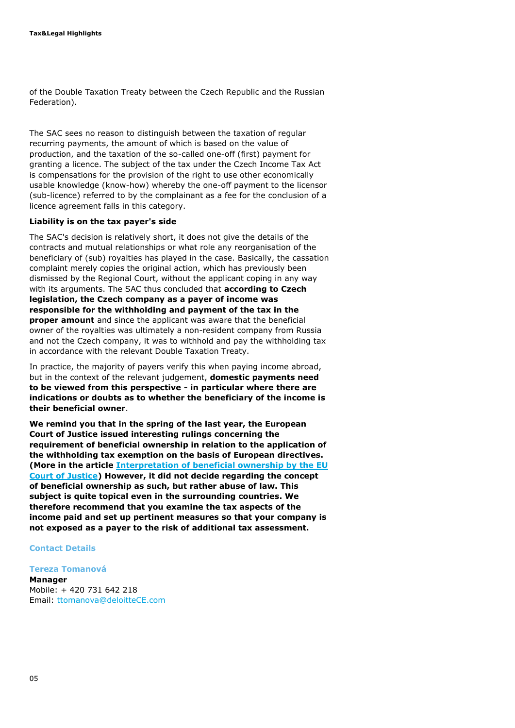of the Double Taxation Treaty between the Czech Republic and the Russian Federation).

The SAC sees no reason to distinguish between the taxation of regular recurring payments, the amount of which is based on the value of production, and the taxation of the so-called one-off (first) payment for granting a licence. The subject of the tax under the Czech Income Tax Act is compensations for the provision of the right to use other economically usable knowledge (know-how) whereby the one-off payment to the licensor (sub-licence) referred to by the complainant as a fee for the conclusion of a licence agreement falls in this category.

**Liability is on the tax payer's side**

The SAC's decision is relatively short, it does not give the details of the contracts and mutual relationships or what role any reorganisation of the beneficiary of (sub) royalties has played in the case. Basically, the cassation complaint merely copies the original action, which has previously been dismissed by the Regional Court, without the applicant coping in any way with its arguments. The SAC thus concluded that **according to Czech legislation, the Czech company as a payer of income was responsible for the withholding and payment of the tax in the proper amount** and since the applicant was aware that the beneficial owner of the royalties was ultimately a non-resident company from Russia and not the Czech company, it was to withhold and pay the withholding tax in accordance with the relevant Double Taxation Treaty.

In practice, the majority of payers verify this when paying income abroad, but in the context of the relevant judgement, **domestic payments need to be viewed from this perspective - in particular where there are indications or doubts as to whether the beneficiary of the income is their beneficial owner**.

**We remind you that in the spring of the last year, the European Court of Justice issued interesting rulings concerning the requirement of beneficial ownership in relation to the application of the withholding tax exemption on the basis of European directives. (More in the article [Interpretation of beneficial ownership by the EU Court of Justice]) However, it did not decide regarding the concept of beneficial ownership as such, but rather abuse of law. This subject is quite topical even in the surrounding countries. We therefore recommend that you examine the tax aspects of the income paid and set up pertinent measures so that your company is not exposed as a payer to the risk of additional tax assessment.**

**Contact Details**

**Tereza Tomanová**
**Manager**
Mobile: + 420 731 642 218
Email: ttomanova@deloitteCE.com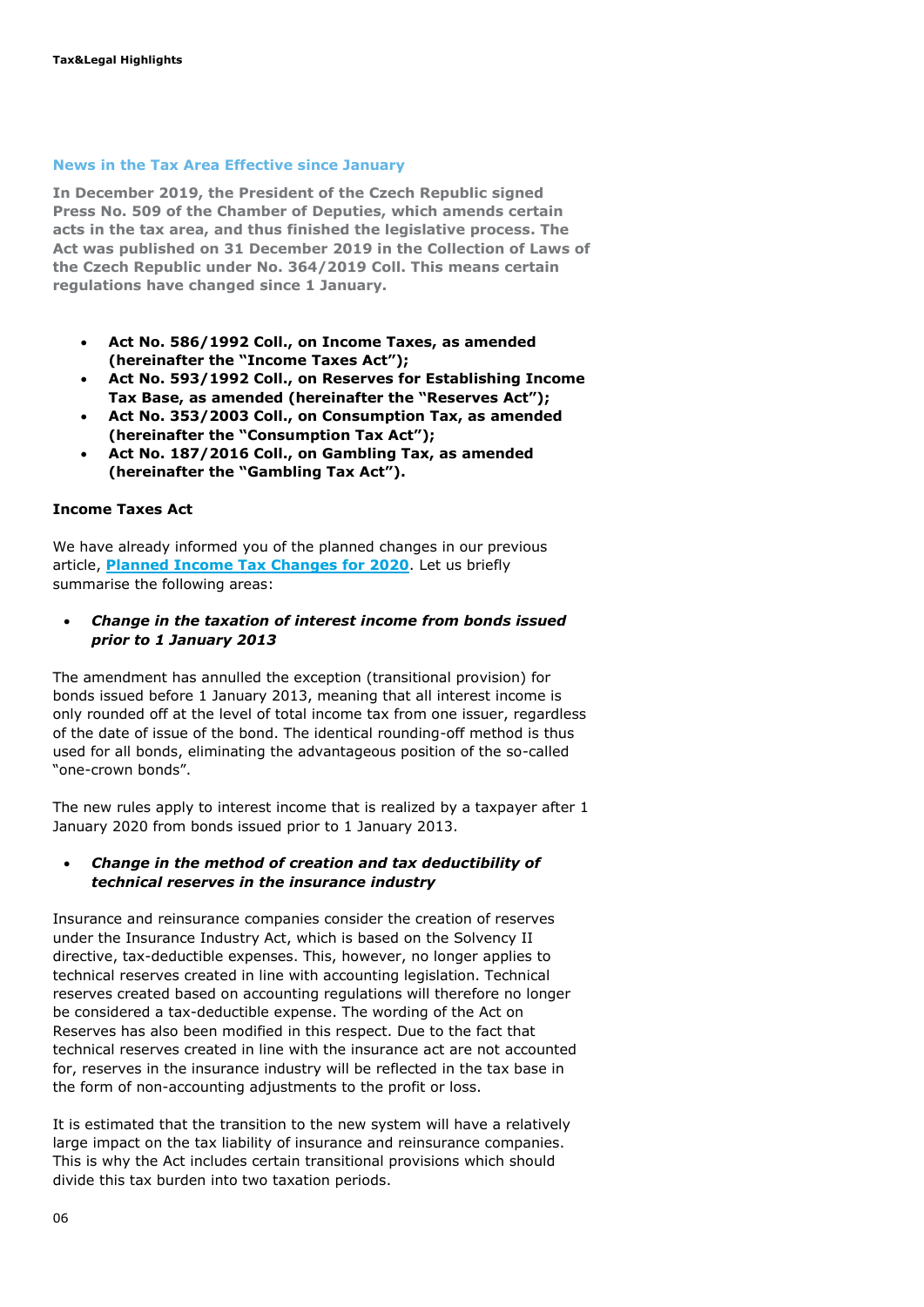## News in the Tax Area Effective since January

**In December 2019, the President of the Czech Republic signed Press No. 509 of the Chamber of Deputies, which amends certain acts in the tax area, and thus finished the legislative process. The Act was published on 31 December 2019 in the Collection of Laws of the Czech Republic under No. 364/2019 Coll. This means certain regulations have changed since 1 January.**

- **Act No. 586/1992 Coll., on Income Taxes, as amended (hereinafter the "Income Taxes Act");**
- **Act No. 593/1992 Coll., on Reserves for Establishing Income Tax Base, as amended (hereinafter the "Reserves Act");**
- **Act No. 353/2003 Coll., on Consumption Tax, as amended (hereinafter the "Consumption Tax Act");**
- **Act No. 187/2016 Coll., on Gambling Tax, as amended (hereinafter the "Gambling Tax Act").**

### Income Taxes Act

We have already informed you of the planned changes in our previous article, **Planned Income Tax Changes for 2020**. Let us briefly summarise the following areas:

- ***Change in the taxation of interest income from bonds issued prior to 1 January 2013***

The amendment has annulled the exception (transitional provision) for bonds issued before 1 January 2013, meaning that all interest income is only rounded off at the level of total income tax from one issuer, regardless of the date of issue of the bond. The identical rounding-off method is thus used for all bonds, eliminating the advantageous position of the so-called "one-crown bonds".

The new rules apply to interest income that is realized by a taxpayer after 1 January 2020 from bonds issued prior to 1 January 2013.

- ***Change in the method of creation and tax deductibility of technical reserves in the insurance industry***

Insurance and reinsurance companies consider the creation of reserves under the Insurance Industry Act, which is based on the Solvency II directive, tax-deductible expenses. This, however, no longer applies to technical reserves created in line with accounting legislation. Technical reserves created based on accounting regulations will therefore no longer be considered a tax-deductible expense. The wording of the Act on Reserves has also been modified in this respect. Due to the fact that technical reserves created in line with the insurance act are not accounted for, reserves in the insurance industry will be reflected in the tax base in the form of non-accounting adjustments to the profit or loss.

It is estimated that the transition to the new system will have a relatively large impact on the tax liability of insurance and reinsurance companies. This is why the Act includes certain transitional provisions which should divide this tax burden into two taxation periods.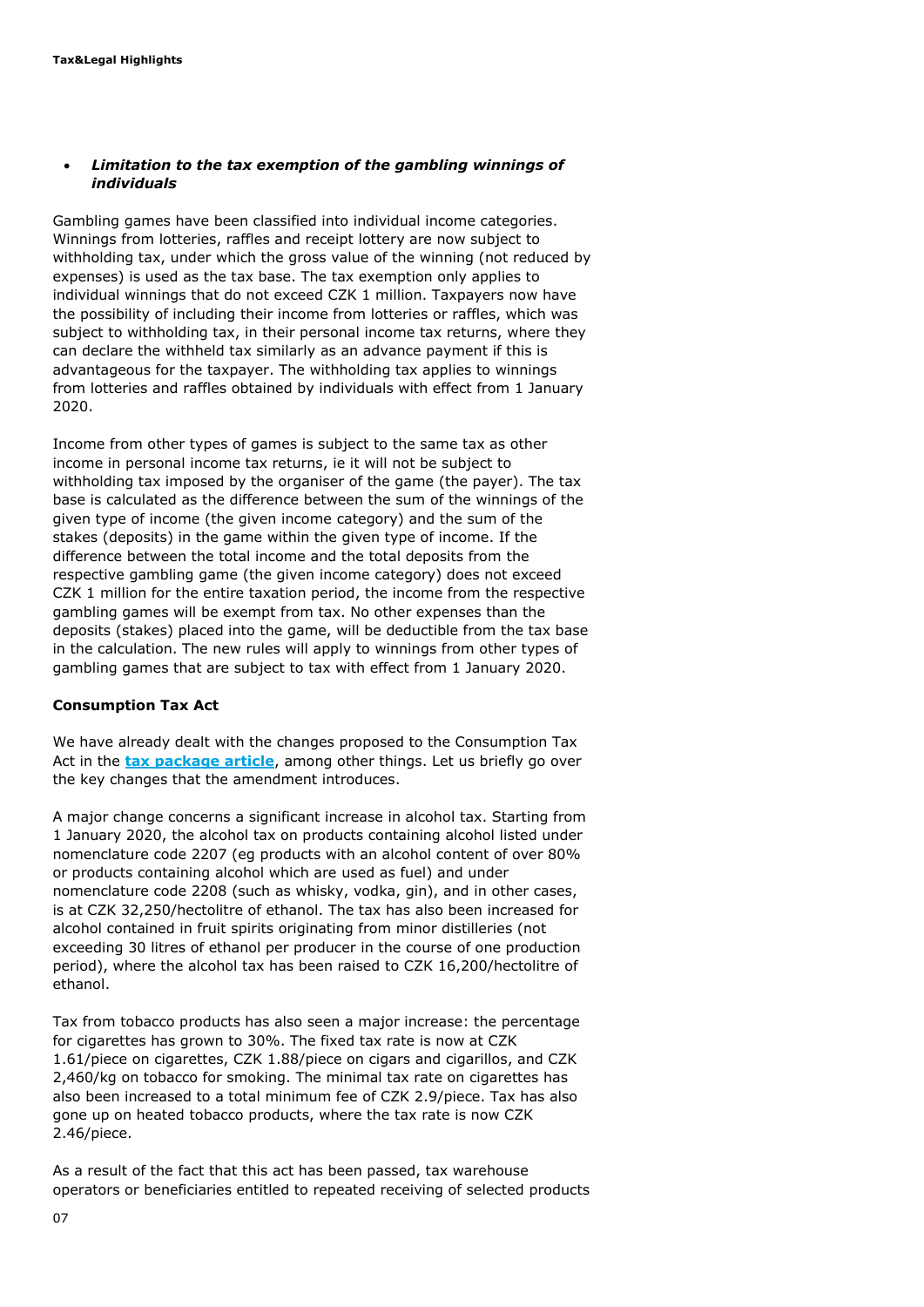- ***Limitation to the tax exemption of the gambling winnings of individuals***

Gambling games have been classified into individual income categories. Winnings from lotteries, raffles and receipt lottery are now subject to withholding tax, under which the gross value of the winning (not reduced by expenses) is used as the tax base. The tax exemption only applies to individual winnings that do not exceed CZK 1 million. Taxpayers now have the possibility of including their income from lotteries or raffles, which was subject to withholding tax, in their personal income tax returns, where they can declare the withheld tax similarly as an advance payment if this is advantageous for the taxpayer. The withholding tax applies to winnings from lotteries and raffles obtained by individuals with effect from 1 January 2020.

Income from other types of games is subject to the same tax as other income in personal income tax returns, ie it will not be subject to withholding tax imposed by the organiser of the game (the payer). The tax base is calculated as the difference between the sum of the winnings of the given type of income (the given income category) and the sum of the stakes (deposits) in the game within the given type of income. If the difference between the total income and the total deposits from the respective gambling game (the given income category) does not exceed CZK 1 million for the entire taxation period, the income from the respective gambling games will be exempt from tax. No other expenses than the deposits (stakes) placed into the game, will be deductible from the tax base in the calculation. The new rules will apply to winnings from other types of gambling games that are subject to tax with effect from 1 January 2020.

**Consumption Tax Act**

We have already dealt with the changes proposed to the Consumption Tax Act in the **tax package article**, among other things. Let us briefly go over the key changes that the amendment introduces.

A major change concerns a significant increase in alcohol tax. Starting from 1 January 2020, the alcohol tax on products containing alcohol listed under nomenclature code 2207 (eg products with an alcohol content of over 80% or products containing alcohol which are used as fuel) and under nomenclature code 2208 (such as whisky, vodka, gin), and in other cases, is at CZK 32,250/hectolitre of ethanol. The tax has also been increased for alcohol contained in fruit spirits originating from minor distilleries (not exceeding 30 litres of ethanol per producer in the course of one production period), where the alcohol tax has been raised to CZK 16,200/hectolitre of ethanol.

Tax from tobacco products has also seen a major increase: the percentage for cigarettes has grown to 30%. The fixed tax rate is now at CZK 1.61/piece on cigarettes, CZK 1.88/piece on cigars and cigarillos, and CZK 2,460/kg on tobacco for smoking. The minimal tax rate on cigarettes has also been increased to a total minimum fee of CZK 2.9/piece. Tax has also gone up on heated tobacco products, where the tax rate is now CZK 2.46/piece.

As a result of the fact that this act has been passed, tax warehouse operators or beneficiaries entitled to repeated receiving of selected products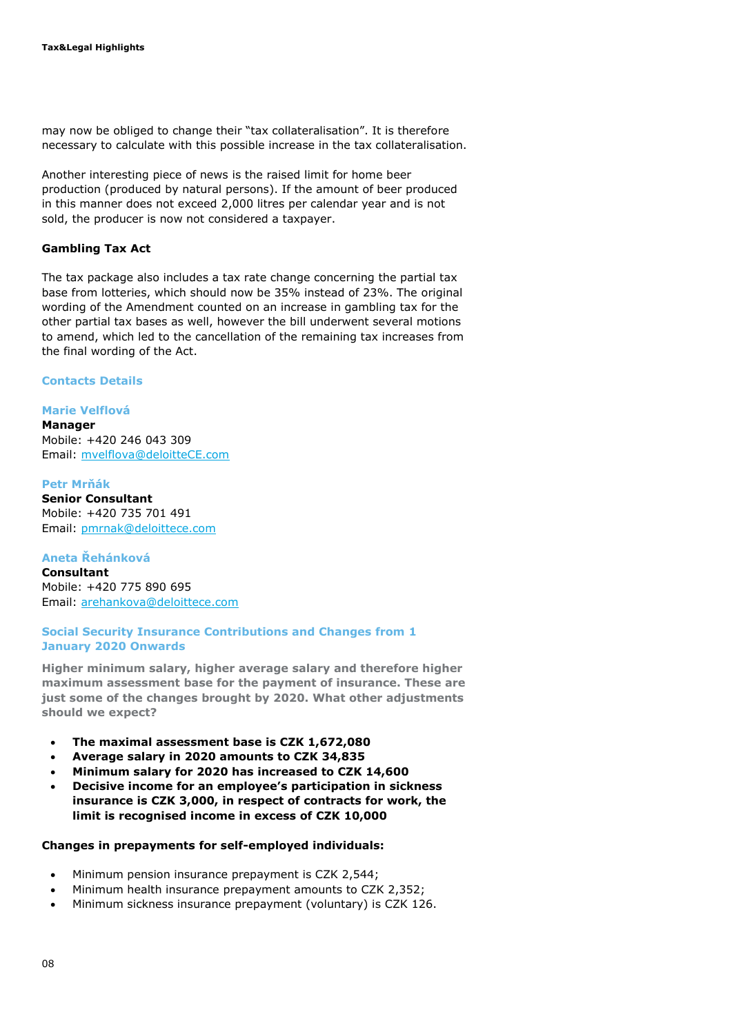may now be obliged to change their "tax collateralisation". It is therefore necessary to calculate with this possible increase in the tax collateralisation.

Another interesting piece of news is the raised limit for home beer production (produced by natural persons). If the amount of beer produced in this manner does not exceed 2,000 litres per calendar year and is not sold, the producer is now not considered a taxpayer.

### Gambling Tax Act

The tax package also includes a tax rate change concerning the partial tax base from lotteries, which should now be 35% instead of 23%. The original wording of the Amendment counted on an increase in gambling tax for the other partial tax bases as well, however the bill underwent several motions to amend, which led to the cancellation of the remaining tax increases from the final wording of the Act.

### Contacts Details

**Marie Velflová**
**Manager**
Mobile: +420 246 043 309
Email: mvelflova@deloitteCE.com

**Petr Mrňák**
**Senior Consultant**
Mobile: +420 735 701 491
Email: pmrnak@deloittece.com

**Aneta Řehánková**
**Consultant**
Mobile: +420 775 890 695
Email: arehankova@deloittece.com

## Social Security Insurance Contributions and Changes from 1 January 2020 Onwards

**Higher minimum salary, higher average salary and therefore higher maximum assessment base for the payment of insurance. These are just some of the changes brought by 2020. What other adjustments should we expect?**

- **The maximal assessment base is CZK 1,672,080**
- **Average salary in 2020 amounts to CZK 34,835**
- **Minimum salary for 2020 has increased to CZK 14,600**
- **Decisive income for an employee's participation in sickness insurance is CZK 3,000, in respect of contracts for work, the limit is recognised income in excess of CZK 10,000**

**Changes in prepayments for self-employed individuals:**

- Minimum pension insurance prepayment is CZK 2,544;
- Minimum health insurance prepayment amounts to CZK 2,352;
- Minimum sickness insurance prepayment (voluntary) is CZK 126.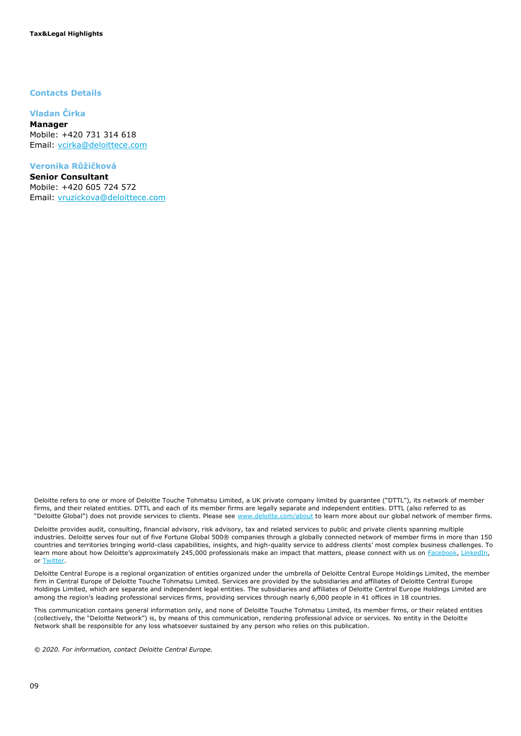## Contacts Details

### Vladan Čirka

**Manager**
Mobile: +420 731 314 618
Email: vcirka@deloittece.com

### Veronika Růžičková

**Senior Consultant**
Mobile: +420 605 724 572
Email: vruzickova@deloittece.com

Deloitte refers to one or more of Deloitte Touche Tohmatsu Limited, a UK private company limited by guarantee ("DTTL"), its network of member firms, and their related entities. DTTL and each of its member firms are legally separate and independent entities. DTTL (also referred to as "Deloitte Global") does not provide services to clients. Please see www.deloitte.com/about to learn more about our global network of member firms.

Deloitte provides audit, consulting, financial advisory, risk advisory, tax and related services to public and private clients spanning multiple industries. Deloitte serves four out of five Fortune Global 500® companies through a globally connected network of member firms in more than 150 countries and territories bringing world-class capabilities, insights, and high-quality service to address clients' most complex business challenges. To learn more about how Deloitte's approximately 245,000 professionals make an impact that matters, please connect with us on Facebook, LinkedIn, or Twitter.

Deloitte Central Europe is a regional organization of entities organized under the umbrella of Deloitte Central Europe Holdings Limited, the member firm in Central Europe of Deloitte Touche Tohmatsu Limited. Services are provided by the subsidiaries and affiliates of Deloitte Central Europe Holdings Limited, which are separate and independent legal entities. The subsidiaries and affiliates of Deloitte Central Europe Holdings Limited are among the region's leading professional services firms, providing services through nearly 6,000 people in 41 offices in 18 countries.

This communication contains general information only, and none of Deloitte Touche Tohmatsu Limited, its member firms, or their related entities (collectively, the "Deloitte Network") is, by means of this communication, rendering professional advice or services. No entity in the Deloitte Network shall be responsible for any loss whatsoever sustained by any person who relies on this publication.

*© 2020. For information, contact Deloitte Central Europe.*